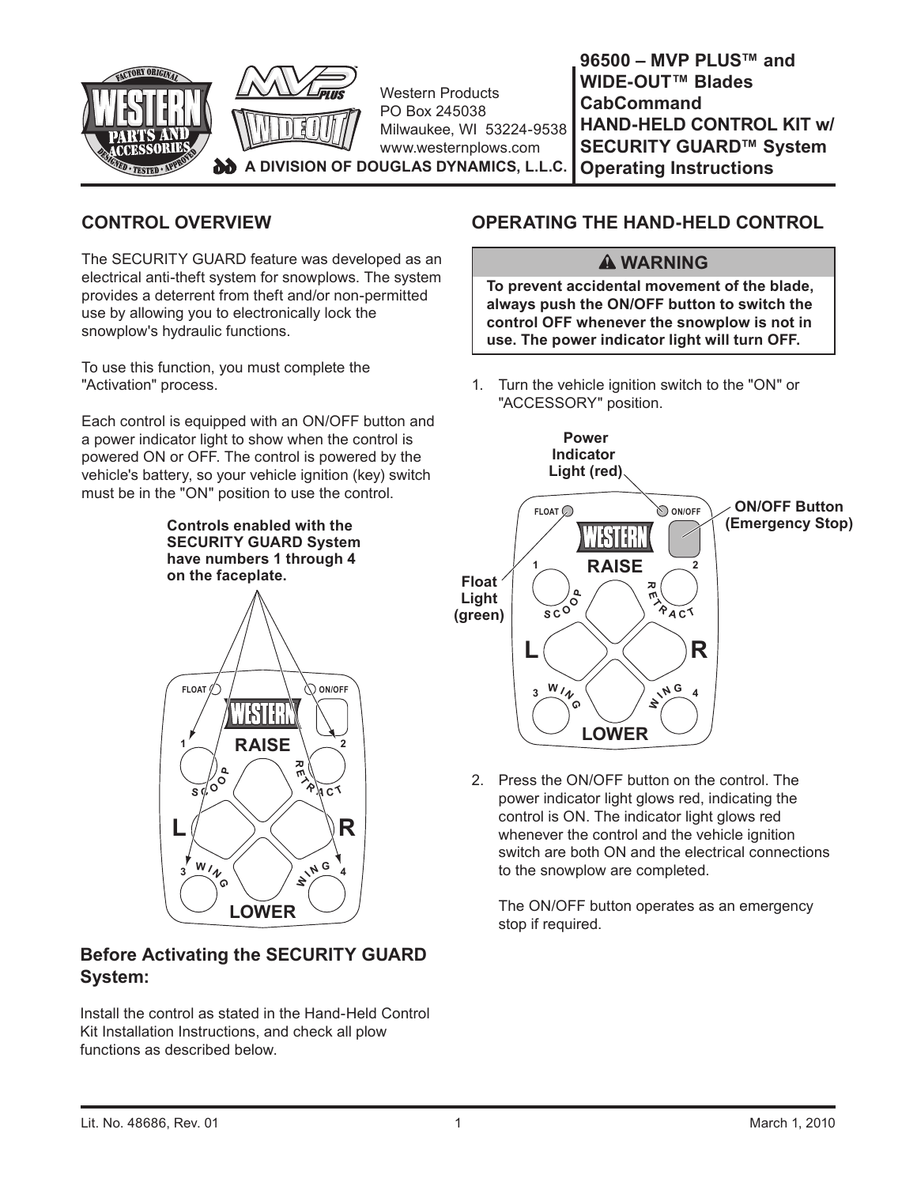Western Products
PO Box 245038
Milwaukee, WI 53224-9538
www.westernplows.com

A DIVISION OF DOUGLAS DYNAMICS, L.L.C.

# 96500 – MVP PLUS™ and WIDE-OUT™ Blades CabCommand HAND-HELD CONTROL KIT w/ SECURITY GUARD™ System Operating Instructions

## CONTROL OVERVIEW

The SECURITY GUARD feature was developed as an electrical anti-theft system for snowplows. The system provides a deterrent from theft and/or non-permitted use by allowing you to electronically lock the snowplow's hydraulic functions.

To use this function, you must complete the "Activation" process.

Each control is equipped with an ON/OFF button and a power indicator light to show when the control is powered ON or OFF. The control is powered by the vehicle's battery, so your vehicle ignition (key) switch must be in the "ON" position to use the control.

**Controls enabled with the SECURITY GUARD System have numbers 1 through 4 on the faceplate.**

FLOAT | ON/OFF | WESTERN | RAISE | 1 | 2 | SCOOP | RETRACT | L | R | 3 | 4 | WING | WING | LOWER

### Before Activating the SECURITY GUARD System:

Install the control as stated in the Hand-Held Control Kit Installation Instructions, and check all plow functions as described below.

## OPERATING THE HAND-HELD CONTROL

> **⚠ WARNING**
>
> **To prevent accidental movement of the blade, always push the ON/OFF button to switch the control OFF whenever the snowplow is not in use. The power indicator light will turn OFF.**

1. Turn the vehicle ignition switch to the "ON" or "ACCESSORY" position.

Power Indicator Light (red) | ON/OFF Button (Emergency Stop) | Float Light (green) | FLOAT | ON/OFF | WESTERN | RAISE | 1 | 2 | SCOOP | RETRACT | L | R | 3 | 4 | WING | WING | LOWER

2. Press the ON/OFF button on the control. The power indicator light glows red, indicating the control is ON. The indicator light glows red whenever the control and the vehicle ignition switch are both ON and the electrical connections to the snowplow are completed.

   The ON/OFF button operates as an emergency stop if required.

Lit. No. 48686, Rev. 01 | March 1, 2010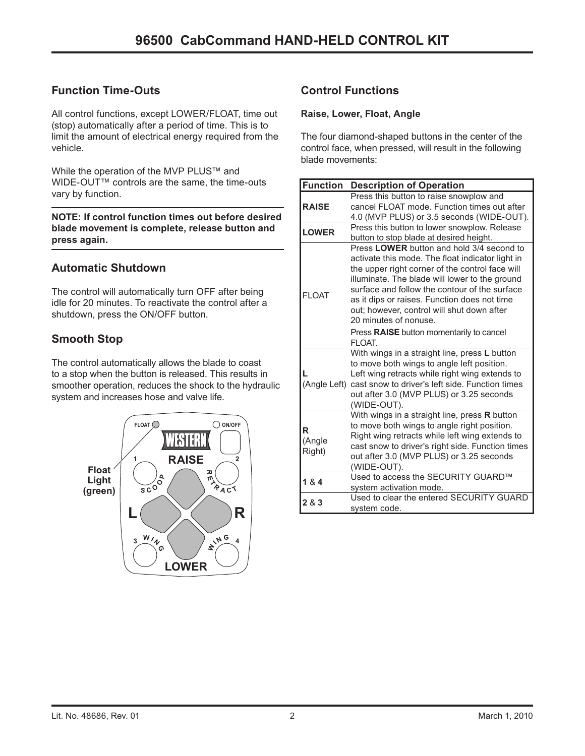# 96500 CabCommand HAND-HELD CONTROL KIT

## Function Time-Outs

All control functions, except LOWER/FLOAT, time out (stop) automatically after a period of time. This is to limit the amount of electrical energy required from the vehicle.

While the operation of the MVP PLUS™ and WIDE-OUT™ controls are the same, the time-outs vary by function.

**NOTE: If control function times out before desired blade movement is complete, release button and press again.**

## Automatic Shutdown

The control will automatically turn OFF after being idle for 20 minutes. To reactivate the control after a shutdown, press the ON/OFF button.

## Smooth Stop

The control automatically allows the blade to coast to a stop when the button is released. This results in smoother operation, reduces the shock to the hydraulic system and increases hose and valve life.

Float Light (green)

FLOAT ON/OFF WESTERN RAISE 1 2 SCOOP RETRACT L R 3 WING WING 4 LOWER

## Control Functions

### Raise, Lower, Float, Angle

The four diamond-shaped buttons in the center of the control face, when pressed, will result in the following blade movements:

| Function | Description of Operation |
|---|---|
| **RAISE** | Press this button to raise snowplow and cancel FLOAT mode. Function times out after 4.0 (MVP PLUS) or 3.5 seconds (WIDE-OUT). |
| **LOWER** | Press this button to lower snowplow. Release button to stop blade at desired height. |
| FLOAT | Press **LOWER** button and hold 3/4 second to activate this mode. The float indicator light in the upper right corner of the control face will illuminate. The blade will lower to the ground surface and follow the contour of the surface as it dips or raises. Function does not time out; however, control will shut down after 20 minutes of nonuse. Press **RAISE** button momentarily to cancel FLOAT. |
| **L** (Angle Left) | With wings in a straight line, press **L** button to move both wings to angle left position. Left wing retracts while right wing extends to cast snow to driver's left side. Function times out after 3.0 (MVP PLUS) or 3.25 seconds (WIDE-OUT). |
| **R** (Angle Right) | With wings in a straight line, press **R** button to move both wings to angle right position. Right wing retracts while left wing extends to cast snow to driver's right side. Function times out after 3.0 (MVP PLUS) or 3.25 seconds (WIDE-OUT). |
| **1** & **4** | Used to access the SECURITY GUARD™ system activation mode. |
| **2** & **3** | Used to clear the entered SECURITY GUARD system code. |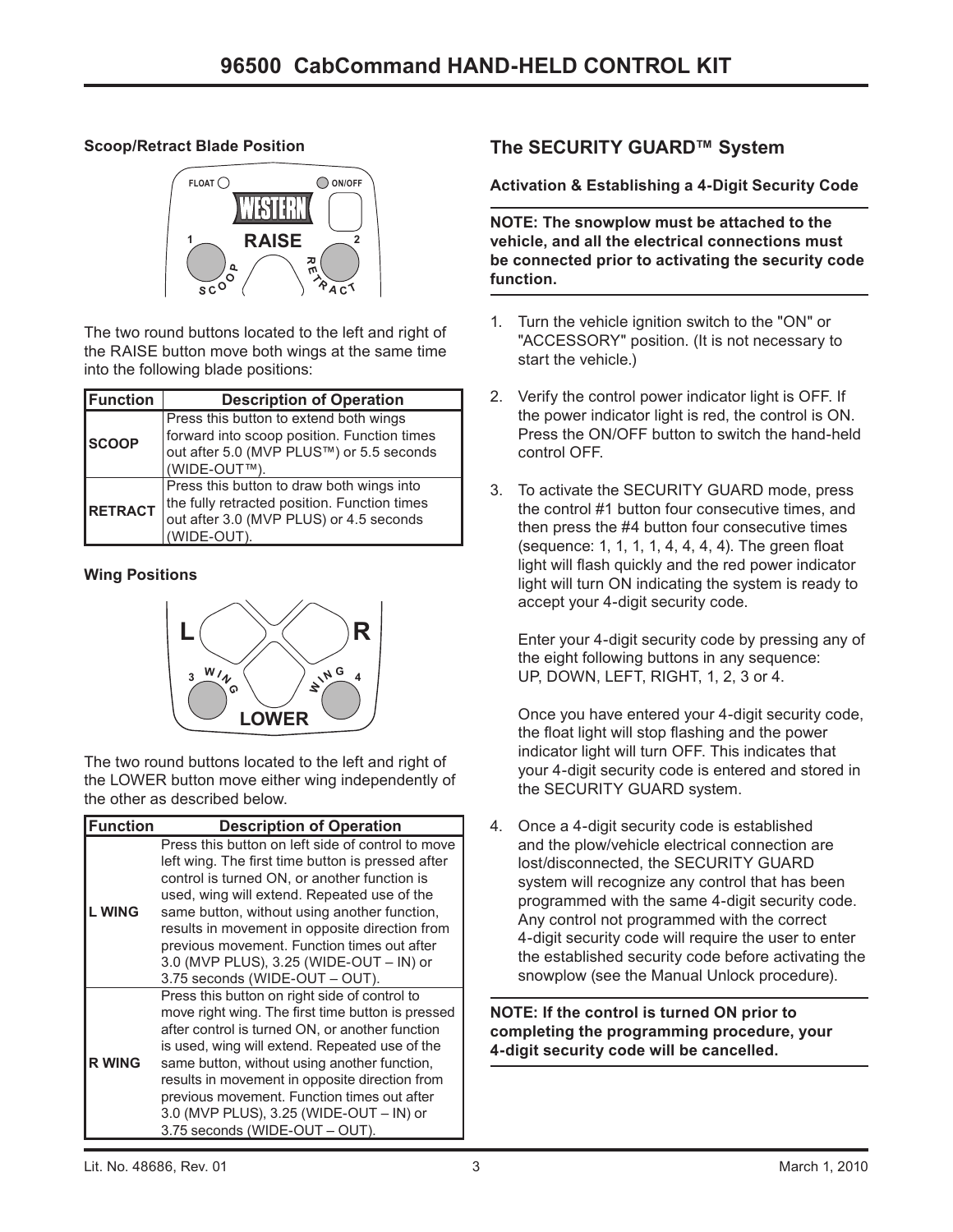# 96500 CabCommand HAND-HELD CONTROL KIT

**Scoop/Retract Blade Position**

The two round buttons located to the left and right of the RAISE button move both wings at the same time into the following blade positions:

| Function | Description of Operation |
|---|---|
| **SCOOP** | Press this button to extend both wings forward into scoop position. Function times out after 5.0 (MVP PLUS™) or 5.5 seconds (WIDE-OUT™). |
| **RETRACT** | Press this button to draw both wings into the fully retracted position. Function times out after 3.0 (MVP PLUS) or 4.5 seconds (WIDE-OUT). |

**Wing Positions**

The two round buttons located to the left and right of the LOWER button move either wing independently of the other as described below.

| Function | Description of Operation |
|---|---|
| **L WING** | Press this button on left side of control to move left wing. The first time button is pressed after control is turned ON, or another function is used, wing will extend. Repeated use of the same button, without using another function, results in movement in opposite direction from previous movement. Function times out after 3.0 (MVP PLUS), 3.25 (WIDE-OUT – IN) or 3.75 seconds (WIDE-OUT – OUT). |
| **R WING** | Press this button on right side of control to move right wing. The first time button is pressed after control is turned ON, or another function is used, wing will extend. Repeated use of the same button, without using another function, results in movement in opposite direction from previous movement. Function times out after 3.0 (MVP PLUS), 3.25 (WIDE-OUT – IN) or 3.75 seconds (WIDE-OUT – OUT). |

## The SECURITY GUARD™ System

**Activation & Establishing a 4-Digit Security Code**

**NOTE: The snowplow must be attached to the vehicle, and all the electrical connections must be connected prior to activating the security code function.**

1. Turn the vehicle ignition switch to the "ON" or "ACCESSORY" position. (It is not necessary to start the vehicle.)

2. Verify the control power indicator light is OFF. If the power indicator light is red, the control is ON. Press the ON/OFF button to switch the hand-held control OFF.

3. To activate the SECURITY GUARD mode, press the control #1 button four consecutive times, and then press the #4 button four consecutive times (sequence: 1, 1, 1, 1, 4, 4, 4, 4). The green float light will flash quickly and the red power indicator light will turn ON indicating the system is ready to accept your 4-digit security code.

   Enter your 4-digit security code by pressing any of the eight following buttons in any sequence: UP, DOWN, LEFT, RIGHT, 1, 2, 3 or 4.

   Once you have entered your 4-digit security code, the float light will stop flashing and the power indicator light will turn OFF. This indicates that your 4-digit security code is entered and stored in the SECURITY GUARD system.

4. Once a 4-digit security code is established and the plow/vehicle electrical connection are lost/disconnected, the SECURITY GUARD system will recognize any control that has been programmed with the same 4-digit security code. Any control not programmed with the correct 4-digit security code will require the user to enter the established security code before activating the snowplow (see the Manual Unlock procedure).

**NOTE: If the control is turned ON prior to completing the programming procedure, your 4-digit security code will be cancelled.**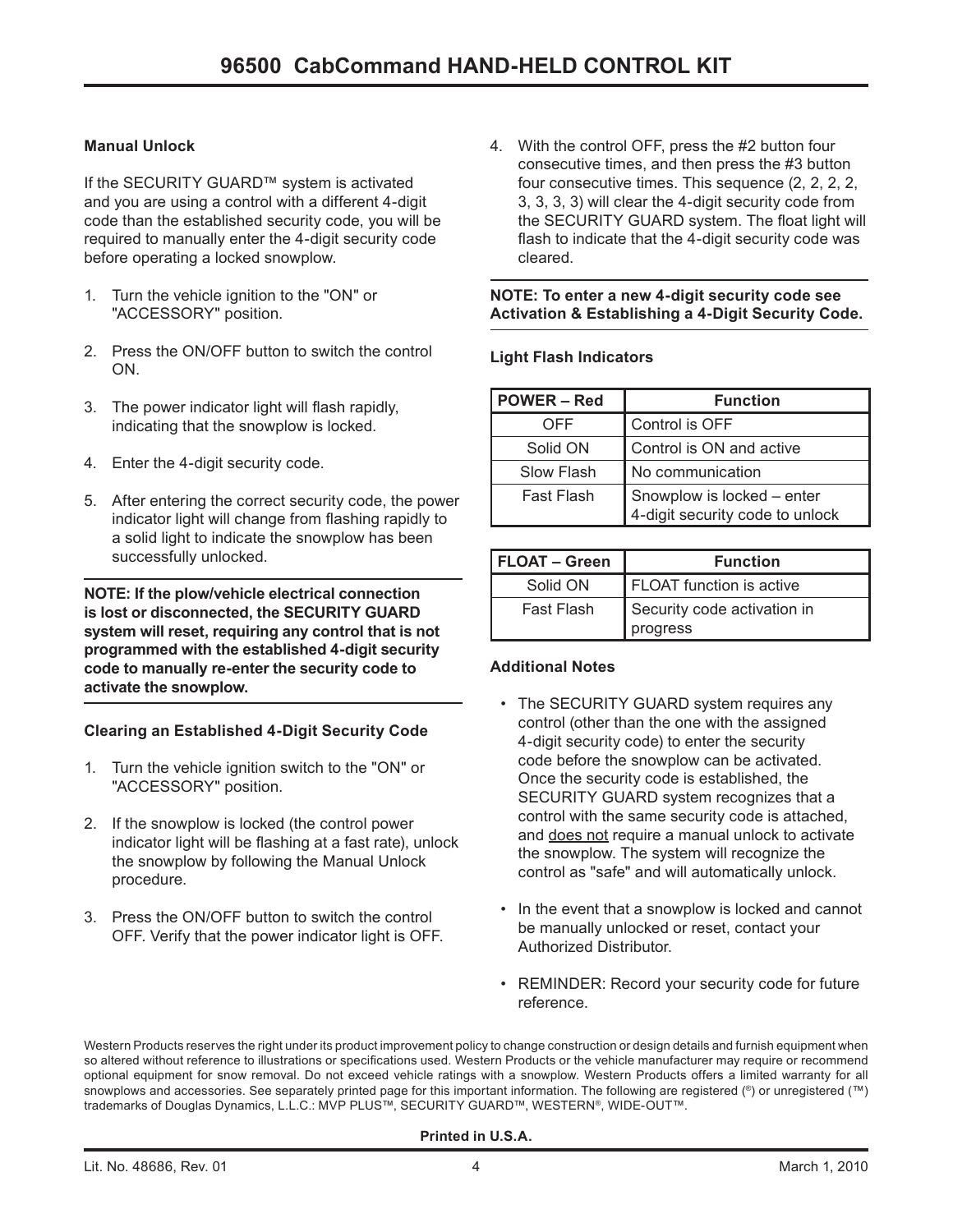# 96500 CabCommand HAND-HELD CONTROL KIT

**Manual Unlock**

If the SECURITY GUARD™ system is activated and you are using a control with a different 4-digit code than the established security code, you will be required to manually enter the 4-digit security code before operating a locked snowplow.

1. Turn the vehicle ignition to the "ON" or "ACCESSORY" position.
2. Press the ON/OFF button to switch the control ON.
3. The power indicator light will flash rapidly, indicating that the snowplow is locked.
4. Enter the 4-digit security code.
5. After entering the correct security code, the power indicator light will change from flashing rapidly to a solid light to indicate the snowplow has been successfully unlocked.

**NOTE: If the plow/vehicle electrical connection is lost or disconnected, the SECURITY GUARD system will reset, requiring any control that is not programmed with the established 4-digit security code to manually re-enter the security code to activate the snowplow.**

**Clearing an Established 4-Digit Security Code**

1. Turn the vehicle ignition switch to the "ON" or "ACCESSORY" position.
2. If the snowplow is locked (the control power indicator light will be flashing at a fast rate), unlock the snowplow by following the Manual Unlock procedure.
3. Press the ON/OFF button to switch the control OFF. Verify that the power indicator light is OFF.
4. With the control OFF, press the #2 button four consecutive times, and then press the #3 button four consecutive times. This sequence (2, 2, 2, 2, 3, 3, 3, 3) will clear the 4-digit security code from the SECURITY GUARD system. The float light will flash to indicate that the 4-digit security code was cleared.

**NOTE: To enter a new 4-digit security code see Activation & Establishing a 4-Digit Security Code.**

**Light Flash Indicators**

| POWER – Red | Function |
|---|---|
| OFF | Control is OFF |
| Solid ON | Control is ON and active |
| Slow Flash | No communication |
| Fast Flash | Snowplow is locked – enter 4-digit security code to unlock |

| FLOAT – Green | Function |
|---|---|
| Solid ON | FLOAT function is active |
| Fast Flash | Security code activation in progress |

**Additional Notes**

- The SECURITY GUARD system requires any control (other than the one with the assigned 4-digit security code) to enter the security code before the snowplow can be activated. Once the security code is established, the SECURITY GUARD system recognizes that a control with the same security code is attached, and does not require a manual unlock to activate the snowplow. The system will recognize the control as "safe" and will automatically unlock.
- In the event that a snowplow is locked and cannot be manually unlocked or reset, contact your Authorized Distributor.
- REMINDER: Record your security code for future reference.

Western Products reserves the right under its product improvement policy to change construction or design details and furnish equipment when so altered without reference to illustrations or specifications used. Western Products or the vehicle manufacturer may require or recommend optional equipment for snow removal. Do not exceed vehicle ratings with a snowplow. Western Products offers a limited warranty for all snowplows and accessories. See separately printed page for this important information. The following are registered (®) or unregistered (™) trademarks of Douglas Dynamics, L.L.C.: MVP PLUS™, SECURITY GUARD™, WESTERN®, WIDE-OUT™.

**Printed in U.S.A.**

Lit. No. 48686, Rev. 01 March 1, 2010